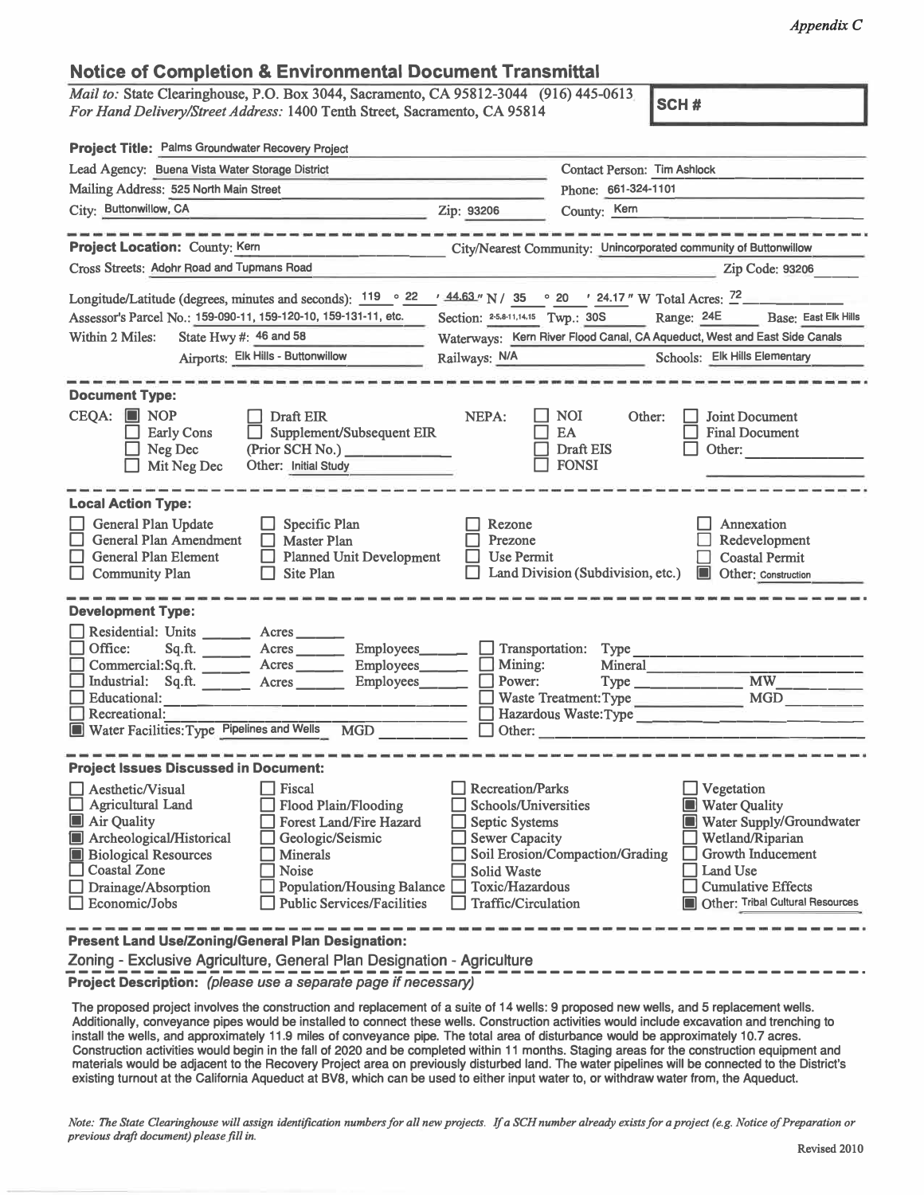*Appendix C*

## Notice of Completion & Environmental Document Transmittal

*Mail to:* State Clearinghouse, P.O. Box 3044, Sacramento, CA 95812-3044 (916) 445-0613
*For Hand Delivery/Street Address:* 1400 Tenth Street, Sacramento, CA 95814

**SCH #**

**Project Title:** Palms Groundwater Recovery Project

Lead Agency: Buena Vista Water Storage District
Contact Person: Tim Ashlock
Mailing Address: 525 North Main Street
Phone: 661-324-1101
City: Buttonwillow, CA
Zip: 93206
County: Kern

**Project Location:** County: Kern
City/Nearest Community: Unincorporated community of Buttonwillow
Cross Streets: Adohr Road and Tupmans Road
Zip Code: 93206

Longitude/Latitude (degrees, minutes and seconds): 119 ° 22 ′ 44.63 ″ N / 35 ° 20 ′ 24.17 ″ W Total Acres: 72
Assessor's Parcel No.: 159-090-11, 159-120-10, 159-131-11, etc.
Section: 2-5,8-11,14,15 Twp.: 30S Range: 24E Base: East Elk Hills
Within 2 Miles: State Hwy #: 46 and 58
Waterways: Kern River Flood Canal, CA Aqueduct, West and East Side Canals
Airports: Elk Hills - Buttonwillow
Railways: N/A
Schools: Elk Hills Elementary

### Document Type:

CEQA:
- [x] NOP
- [ ] Early Cons
- [ ] Neg Dec
- [ ] Mit Neg Dec
- [ ] Draft EIR
- [ ] Supplement/Subsequent EIR (Prior SCH No.) ______
- Other: Initial Study

NEPA:
- [ ] NOI
- [ ] EA
- [ ] Draft EIS
- [ ] FONSI

Other:
- [ ] Joint Document
- [ ] Final Document
- [ ] Other: ______

### Local Action Type:

- [ ] General Plan Update
- [ ] General Plan Amendment
- [ ] General Plan Element
- [ ] Community Plan
- [ ] Specific Plan
- [ ] Master Plan
- [ ] Planned Unit Development
- [ ] Site Plan
- [ ] Rezone
- [ ] Prezone
- [ ] Use Permit
- [ ] Land Division (Subdivision, etc.)
- [ ] Annexation
- [ ] Redevelopment
- [ ] Coastal Permit
- [x] Other: Construction

### Development Type:

- [ ] Residential: Units ______ Acres ______
- [ ] Office: Sq.ft. ______ Acres ______ Employees ______
- [ ] Commercial: Sq.ft. ______ Acres ______ Employees ______
- [ ] Industrial: Sq.ft. ______ Acres ______ Employees ______
- [ ] Educational: ______
- [ ] Recreational: ______
- [x] Water Facilities: Type Pipelines and Wells MGD ______
- [ ] Transportation: Type ______
- [ ] Mining: Mineral ______
- [ ] Power: Type ______ MW ______
- [ ] Waste Treatment: Type ______ MGD ______
- [ ] Hazardous Waste: Type ______
- [ ] Other: ______

### Project Issues Discussed in Document:

- [ ] Aesthetic/Visual
- [ ] Agricultural Land
- [x] Air Quality
- [x] Archeological/Historical
- [x] Biological Resources
- [ ] Coastal Zone
- [ ] Drainage/Absorption
- [ ] Economic/Jobs
- [ ] Fiscal
- [ ] Flood Plain/Flooding
- [ ] Forest Land/Fire Hazard
- [ ] Geologic/Seismic
- [ ] Minerals
- [ ] Noise
- [ ] Population/Housing Balance
- [ ] Public Services/Facilities
- [ ] Recreation/Parks
- [ ] Schools/Universities
- [ ] Septic Systems
- [ ] Sewer Capacity
- [ ] Soil Erosion/Compaction/Grading
- [ ] Solid Waste
- [ ] Toxic/Hazardous
- [ ] Traffic/Circulation
- [ ] Vegetation
- [x] Water Quality
- [x] Water Supply/Groundwater
- [ ] Wetland/Riparian
- [ ] Growth Inducement
- [ ] Land Use
- [ ] Cumulative Effects
- [x] Other: Tribal Cultural Resources

### Present Land Use/Zoning/General Plan Designation:

Zoning - Exclusive Agriculture, General Plan Designation - Agriculture

### Project Description: *(please use a separate page if necessary)*

The proposed project involves the construction and replacement of a suite of 14 wells: 9 proposed new wells, and 5 replacement wells. Additionally, conveyance pipes would be installed to connect these wells. Construction activities would include excavation and trenching to install the wells, and approximately 11.9 miles of conveyance pipe. The total area of disturbance would be approximately 10.7 acres. Construction activities would begin in the fall of 2020 and be completed within 11 months. Staging areas for the construction equipment and materials would be adjacent to the Recovery Project area on previously disturbed land. The water pipelines will be connected to the District's existing turnout at the California Aqueduct at BV8, which can be used to either input water to, or withdraw water from, the Aqueduct.

*Note: The State Clearinghouse will assign identification numbers for all new projects. If a SCH number already exists for a project (e.g. Notice of Preparation or previous draft document) please fill in.*

Revised 2010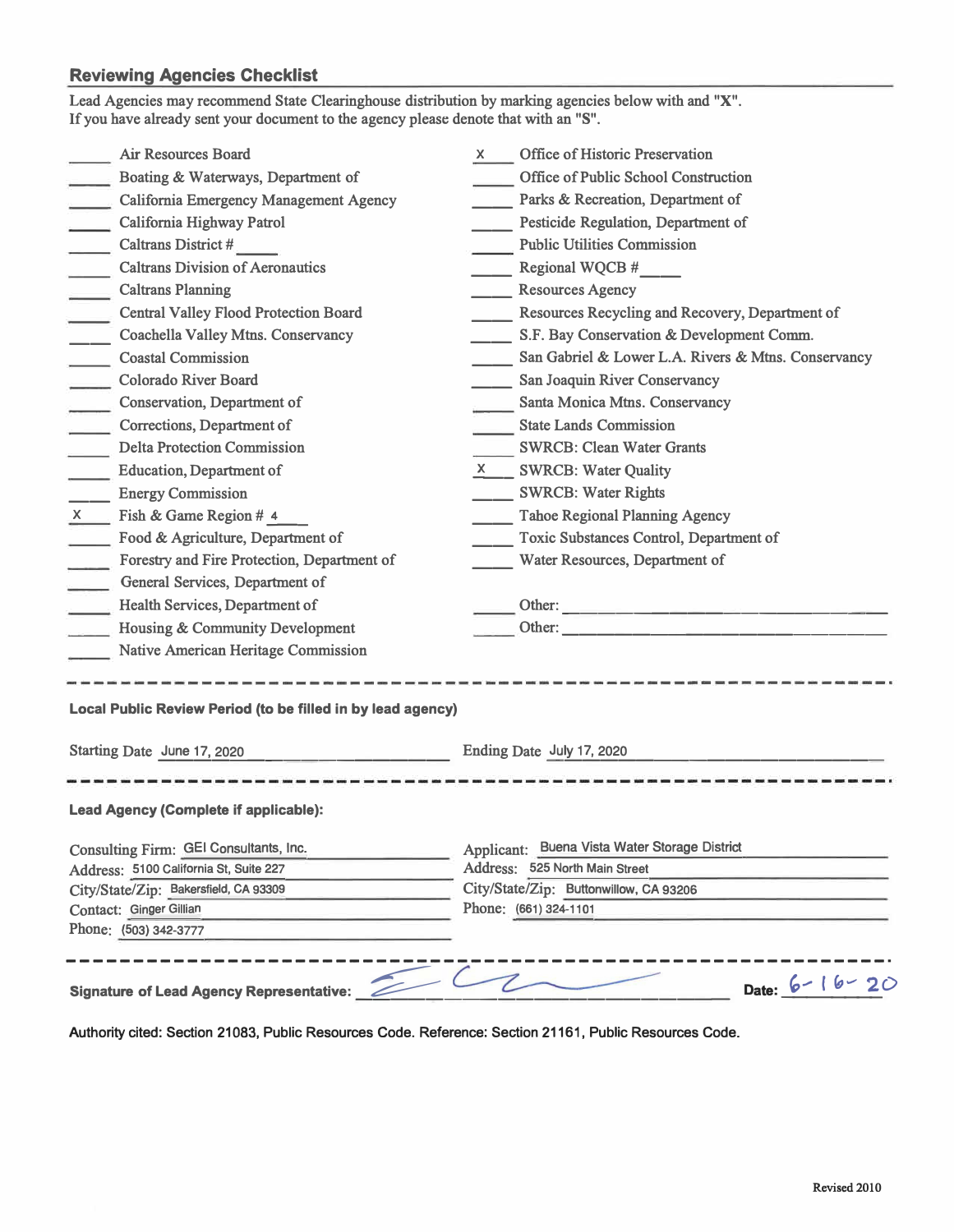## Reviewing Agencies Checklist

Lead Agencies may recommend State Clearinghouse distribution by marking agencies below with and "X".
If you have already sent your document to the agency please denote that with an "S".

- ____ Air Resources Board
- ____ Boating & Waterways, Department of
- ____ California Emergency Management Agency
- ____ California Highway Patrol
- ____ Caltrans District # ____
- ____ Caltrans Division of Aeronautics
- ____ Caltrans Planning
- ____ Central Valley Flood Protection Board
- ____ Coachella Valley Mtns. Conservancy
- ____ Coastal Commission
- ____ Colorado River Board
- ____ Conservation, Department of
- ____ Corrections, Department of
- ____ Delta Protection Commission
- ____ Education, Department of
- ____ Energy Commission
- X Fish & Game Region # 4
- ____ Food & Agriculture, Department of
- ____ Forestry and Fire Protection, Department of
- ____ General Services, Department of
- ____ Health Services, Department of
- ____ Housing & Community Development
- ____ Native American Heritage Commission
- X Office of Historic Preservation
- ____ Office of Public School Construction
- ____ Parks & Recreation, Department of
- ____ Pesticide Regulation, Department of
- ____ Public Utilities Commission
- ____ Regional WQCB # ____
- ____ Resources Agency
- ____ Resources Recycling and Recovery, Department of
- ____ S.F. Bay Conservation & Development Comm.
- ____ San Gabriel & Lower L.A. Rivers & Mtns. Conservancy
- ____ San Joaquin River Conservancy
- ____ Santa Monica Mtns. Conservancy
- ____ State Lands Commission
- ____ SWRCB: Clean Water Grants
- X SWRCB: Water Quality
- ____ SWRCB: Water Rights
- ____ Tahoe Regional Planning Agency
- ____ Toxic Substances Control, Department of
- ____ Water Resources, Department of
- ____ Other: ____________
- ____ Other: ____________

---

**Local Public Review Period (to be filled in by lead agency)**

Starting Date June 17, 2020 Ending Date July 17, 2020

---

**Lead Agency (Complete if applicable):**

Consulting Firm: GEI Consultants, Inc.
Address: 5100 California St, Suite 227
City/State/Zip: Bakersfield, CA 93309
Contact: Ginger Gillian
Phone: (503) 342-3777

Applicant: Buena Vista Water Storage District
Address: 525 North Main Street
City/State/Zip: Buttonwillow, CA 93206
Phone: (661) 324-1101

---

**Signature of Lead Agency Representative:** [signature] **Date:** 6-16-20

**Authority cited: Section 21083, Public Resources Code. Reference: Section 21161, Public Resources Code.**

Revised 2010